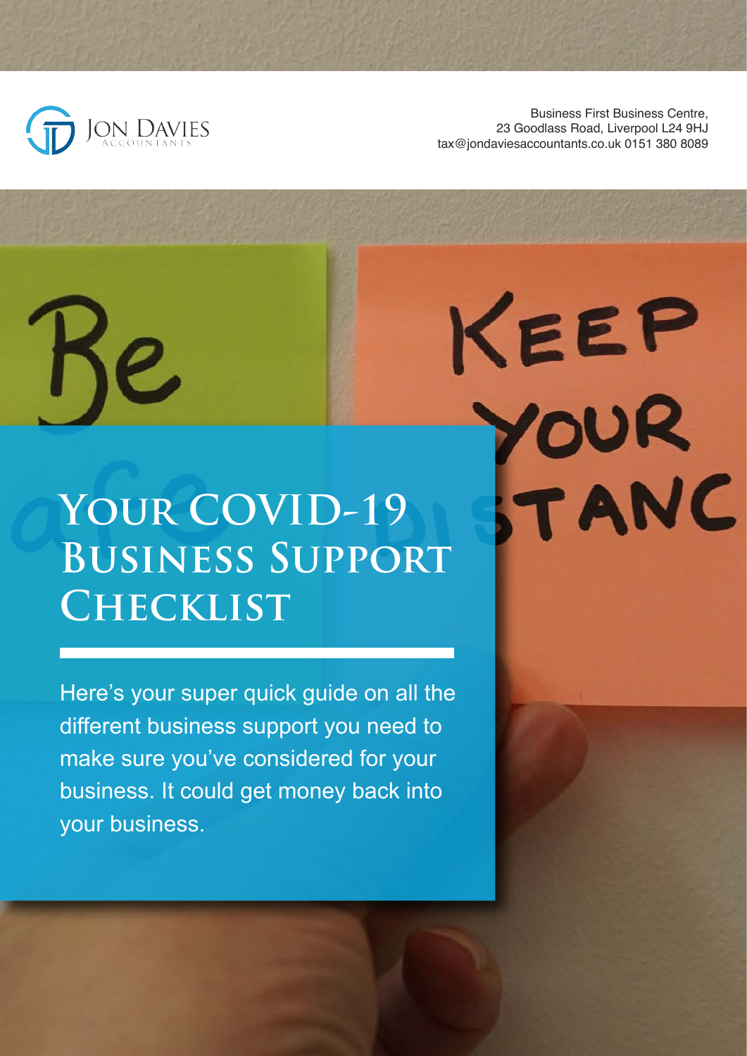JON DAVIES
ACCOUNTANTS

Business First Business Centre,
23 Goodlass Road, Liverpool L24 9HJ
tax@jondaviesaccountants.co.uk 0151 380 8089

# Your COVID-19 Business Support Checklist

Here's your super quick guide on all the different business support you need to make sure you've considered for your business. It could get money back into your business.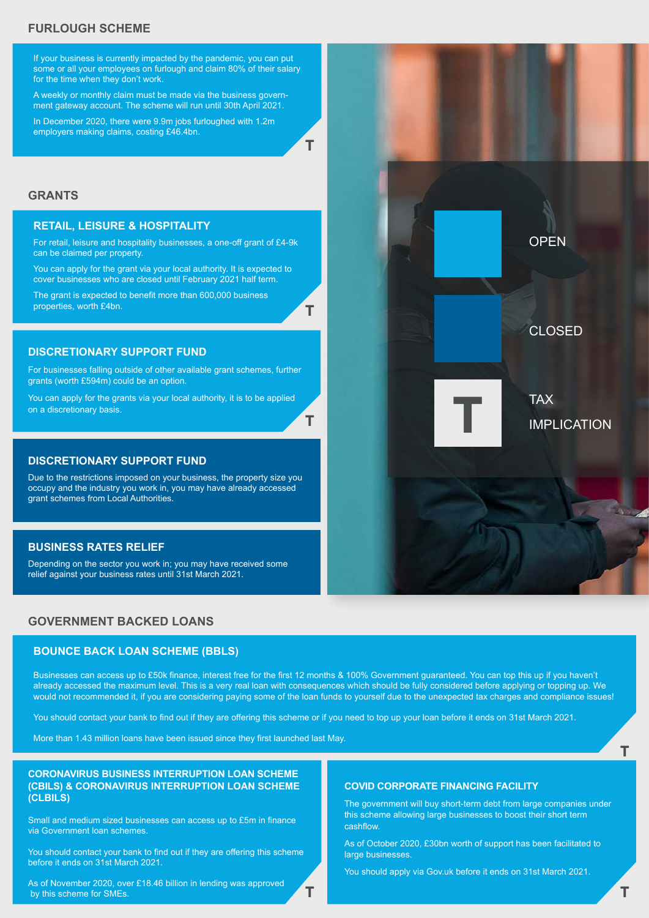## FURLOUGH SCHEME

If your business is currently impacted by the pandemic, you can put some or all your employees on furlough and claim 80% of their salary for the time when they don't work.

A weekly or monthly claim must be made via the business government gateway account. The scheme will run until 30th April 2021.

In December 2020, there were 9.9m jobs furloughed with 1.2m employers making claims, costing £46.4bn.

T

## GRANTS

### RETAIL, LEISURE & HOSPITALITY

For retail, leisure and hospitality businesses, a one-off grant of £4-9k can be claimed per property.

You can apply for the grant via your local authority. It is expected to cover businesses who are closed until February 2021 half term.

The grant is expected to benefit more than 600,000 business properties, worth £4bn.

T

### DISCRETIONARY SUPPORT FUND

For businesses falling outside of other available grant schemes, further grants (worth £594m) could be an option.

You can apply for the grants via your local authority, it is to be applied on a discretionary basis.

T

### DISCRETIONARY SUPPORT FUND

Due to the restrictions imposed on your business, the property size you occupy and the industry you work in, you may have already accessed grant schemes from Local Authorities.

### BUSINESS RATES RELIEF

Depending on the sector you work in; you may have received some relief against your business rates until 31st March 2021.

OPEN

CLOSED

T TAX IMPLICATION

## GOVERNMENT BACKED LOANS

### BOUNCE BACK LOAN SCHEME (BBLS)

Businesses can access up to £50k finance, interest free for the first 12 months & 100% Government guaranteed. You can top this up if you haven't already accessed the maximum level. This is a very real loan with consequences which should be fully considered before applying or topping up. We would not recommended it, if you are considering paying some of the loan funds to yourself due to the unexpected tax charges and compliance issues!

You should contact your bank to find out if they are offering this scheme or if you need to top up your loan before it ends on 31st March 2021.

More than 1.43 million loans have been issued since they first launched last May.

T

### CORONAVIRUS BUSINESS INTERRUPTION LOAN SCHEME (CBILS) & CORONAVIRUS INTERRUPTION LOAN SCHEME (CLBILS)

Small and medium sized businesses can access up to £5m in finance via Government loan schemes.

You should contact your bank to find out if they are offering this scheme before it ends on 31st March 2021.

As of November 2020, over £18.46 billion in lending was approved by this scheme for SMEs.

T

### COVID CORPORATE FINANCING FACILITY

The government will buy short-term debt from large companies under this scheme allowing large businesses to boost their short term cashflow.

As of October 2020, £30bn worth of support has been facilitated to large businesses.

You should apply via Gov.uk before it ends on 31st March 2021.

T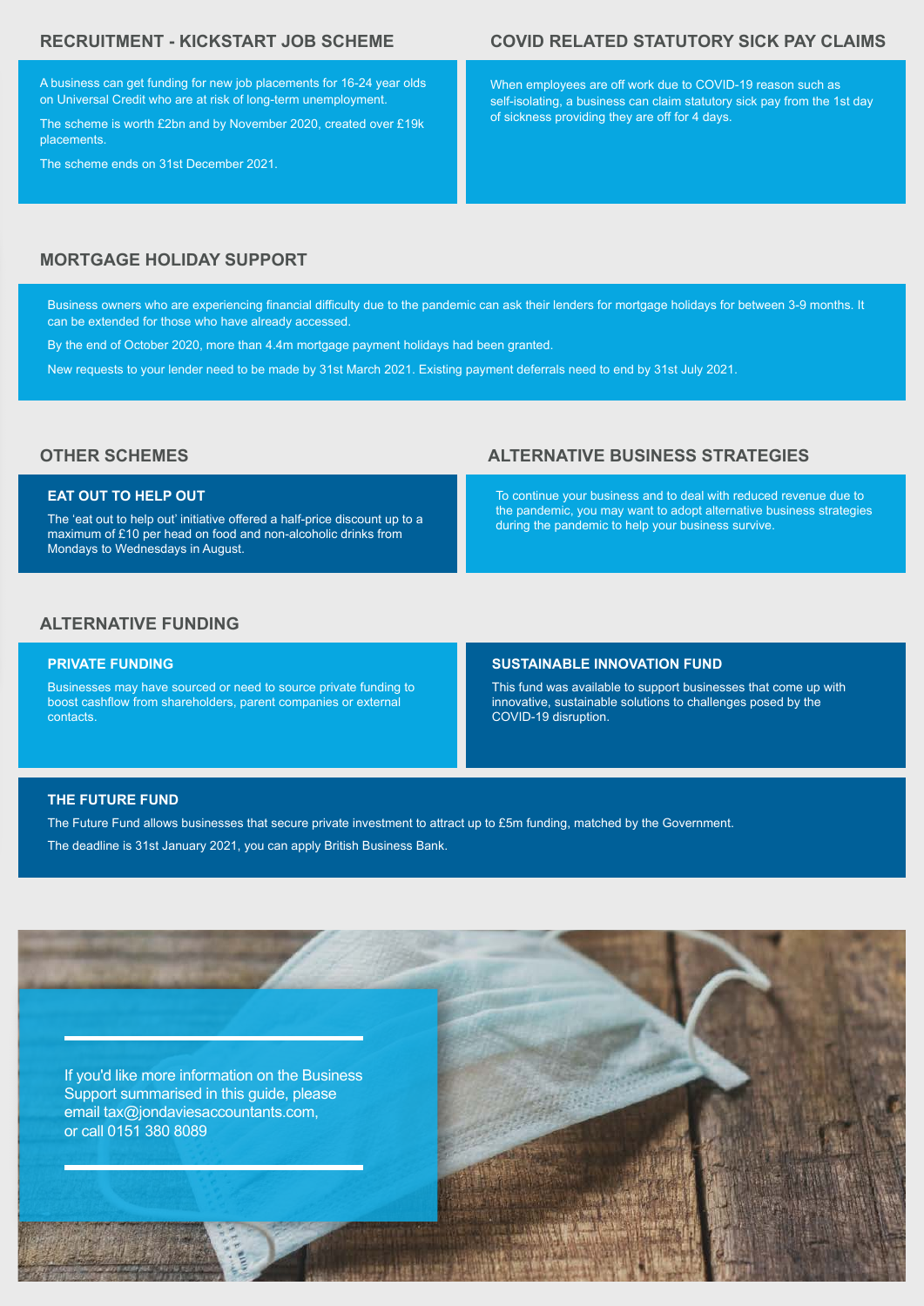## RECRUITMENT - KICKSTART JOB SCHEME

A business can get funding for new job placements for 16-24 year olds on Universal Credit who are at risk of long-term unemployment.

The scheme is worth £2bn and by November 2020, created over £19k placements.

The scheme ends on 31st December 2021.

## COVID RELATED STATUTORY SICK PAY CLAIMS

When employees are off work due to COVID-19 reason such as self-isolating, a business can claim statutory sick pay from the 1st day of sickness providing they are off for 4 days.

## MORTGAGE HOLIDAY SUPPORT

Business owners who are experiencing financial difficulty due to the pandemic can ask their lenders for mortgage holidays for between 3-9 months. It can be extended for those who have already accessed.

By the end of October 2020, more than 4.4m mortgage payment holidays had been granted.

New requests to your lender need to be made by 31st March 2021. Existing payment deferrals need to end by 31st July 2021.

## OTHER SCHEMES

### EAT OUT TO HELP OUT

The 'eat out to help out' initiative offered a half-price discount up to a maximum of £10 per head on food and non-alcoholic drinks from Mondays to Wednesdays in August.

## ALTERNATIVE BUSINESS STRATEGIES

To continue your business and to deal with reduced revenue due to the pandemic, you may want to adopt alternative business strategies during the pandemic to help your business survive.

## ALTERNATIVE FUNDING

### PRIVATE FUNDING

Businesses may have sourced or need to source private funding to boost cashflow from shareholders, parent companies or external contacts.

### SUSTAINABLE INNOVATION FUND

This fund was available to support businesses that come up with innovative, sustainable solutions to challenges posed by the COVID-19 disruption.

### THE FUTURE FUND

The Future Fund allows businesses that secure private investment to attract up to £5m funding, matched by the Government.

The deadline is 31st January 2021, you can apply British Business Bank.

If you'd like more information on the Business Support summarised in this guide, please email tax@jondaviesaccountants.com, or call 0151 380 8089